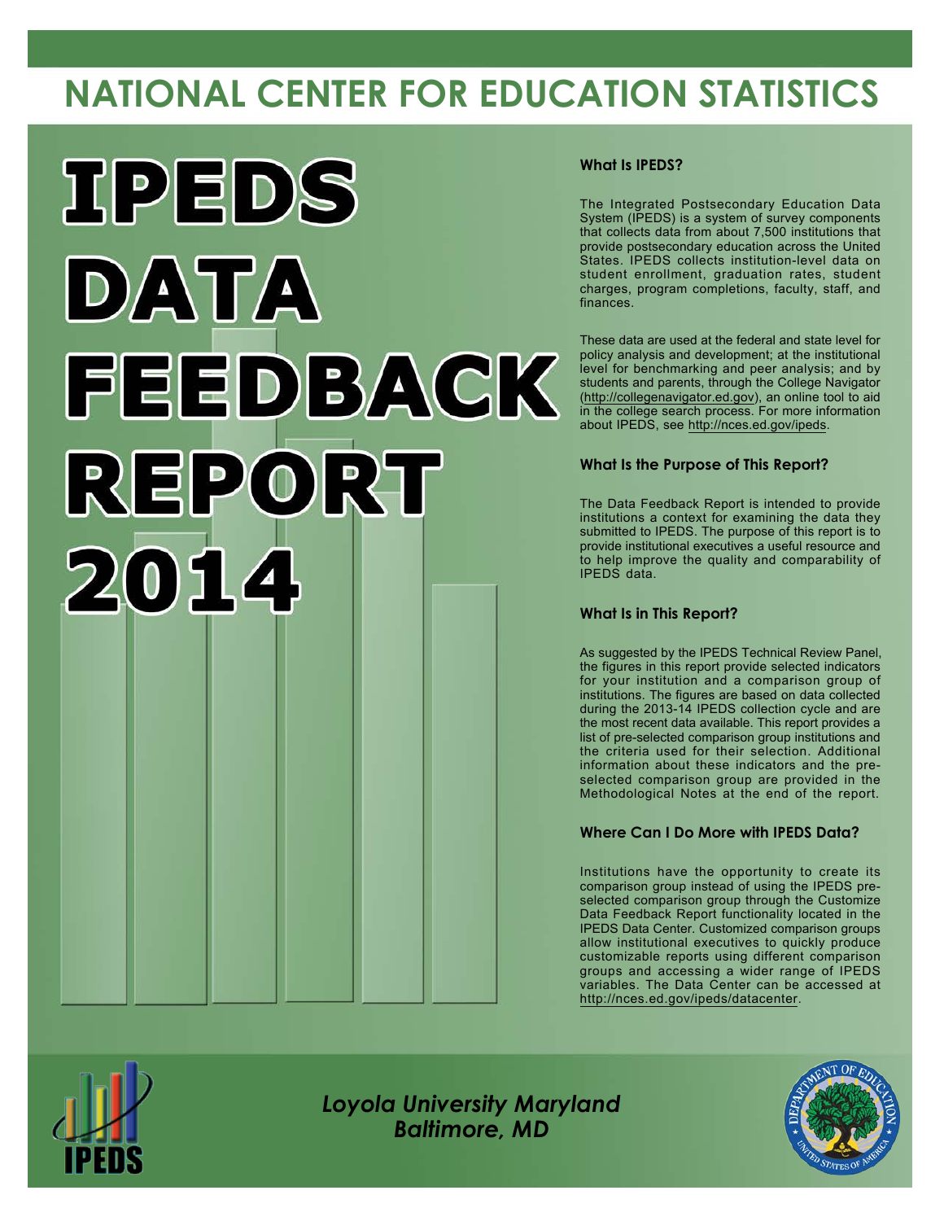# NATIONAL CENTER FOR EDUCATION STATISTICS

# IPEDS DATA FEEDBACK REPORT 2014

### What Is IPEDS?

The Integrated Postsecondary Education Data System (IPEDS) is a system of survey components that collects data from about 7,500 institutions that provide postsecondary education across the United States. IPEDS collects institution-level data on student enrollment, graduation rates, student charges, program completions, faculty, staff, and finances.

These data are used at the federal and state level for policy analysis and development; at the institutional level for benchmarking and peer analysis; and by students and parents, through the College Navigator (http://collegenavigator.ed.gov), an online tool to aid in the college search process. For more information about IPEDS, see http://nces.ed.gov/ipeds.

### What Is the Purpose of This Report?

The Data Feedback Report is intended to provide institutions a context for examining the data they submitted to IPEDS. The purpose of this report is to provide institutional executives a useful resource and to help improve the quality and comparability of IPEDS data.

### What Is in This Report?

As suggested by the IPEDS Technical Review Panel, the figures in this report provide selected indicators for your institution and a comparison group of institutions. The figures are based on data collected during the 2013-14 IPEDS collection cycle and are the most recent data available. This report provides a list of pre-selected comparison group institutions and the criteria used for their selection. Additional information about these indicators and the pre-selected comparison group are provided in the Methodological Notes at the end of the report.

### Where Can I Do More with IPEDS Data?

Institutions have the opportunity to create its comparison group instead of using the IPEDS pre-selected comparison group through the Customize Data Feedback Report functionality located in the IPEDS Data Center. Customized comparison groups allow institutional executives to quickly produce customizable reports using different comparison groups and accessing a wider range of IPEDS variables. The Data Center can be accessed at http://nces.ed.gov/ipeds/datacenter.

*Loyola University Maryland*
*Baltimore, MD*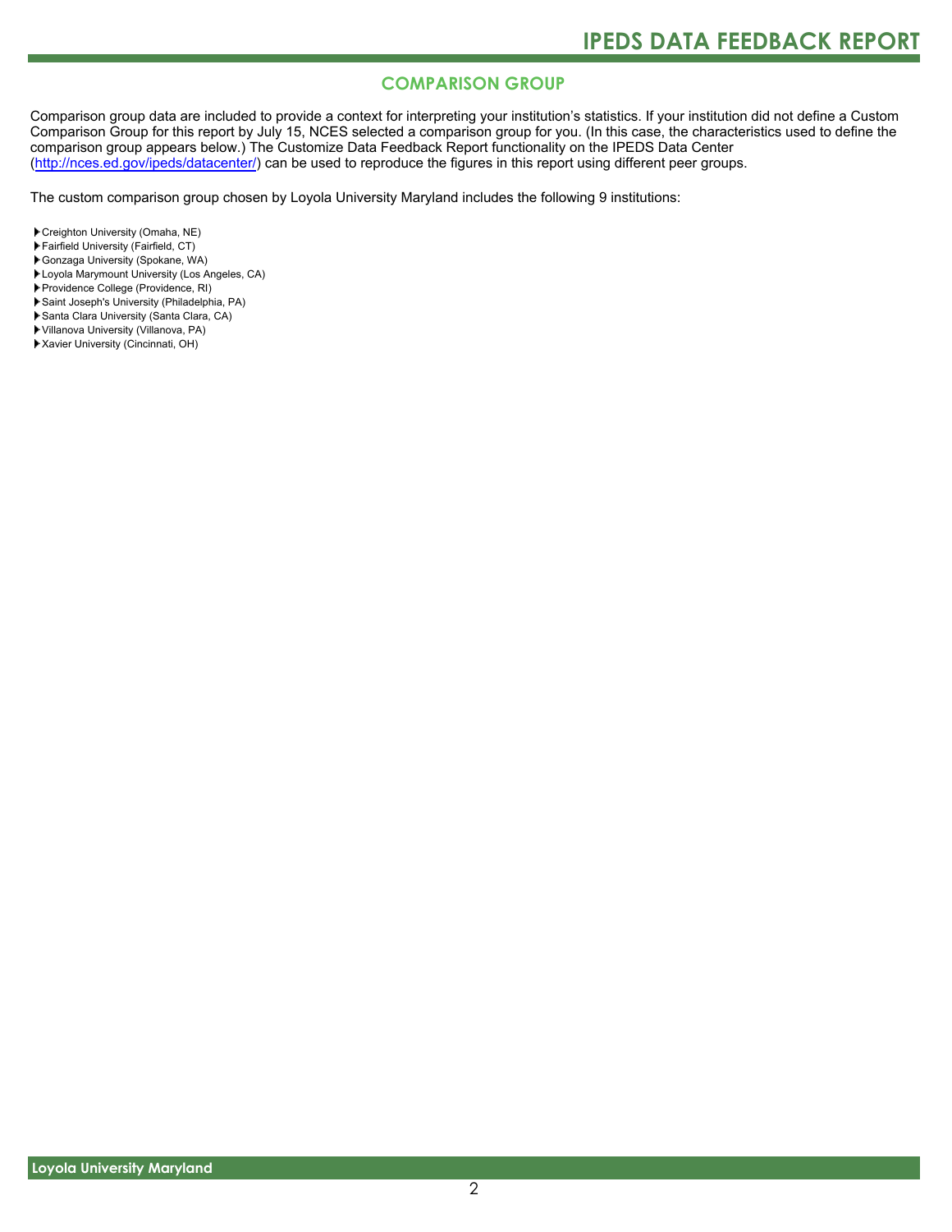## COMPARISON GROUP

Comparison group data are included to provide a context for interpreting your institution's statistics. If your institution did not define a Custom Comparison Group for this report by July 15, NCES selected a comparison group for you. (In this case, the characteristics used to define the comparison group appears below.) The Customize Data Feedback Report functionality on the IPEDS Data Center (http://nces.ed.gov/ipeds/datacenter/) can be used to reproduce the figures in this report using different peer groups.

The custom comparison group chosen by Loyola University Maryland includes the following 9 institutions:

- Creighton University (Omaha, NE)
- Fairfield University (Fairfield, CT)
- Gonzaga University (Spokane, WA)
- Loyola Marymount University (Los Angeles, CA)
- Providence College (Providence, RI)
- Saint Joseph's University (Philadelphia, PA)
- Santa Clara University (Santa Clara, CA)
- Villanova University (Villanova, PA)
- Xavier University (Cincinnati, OH)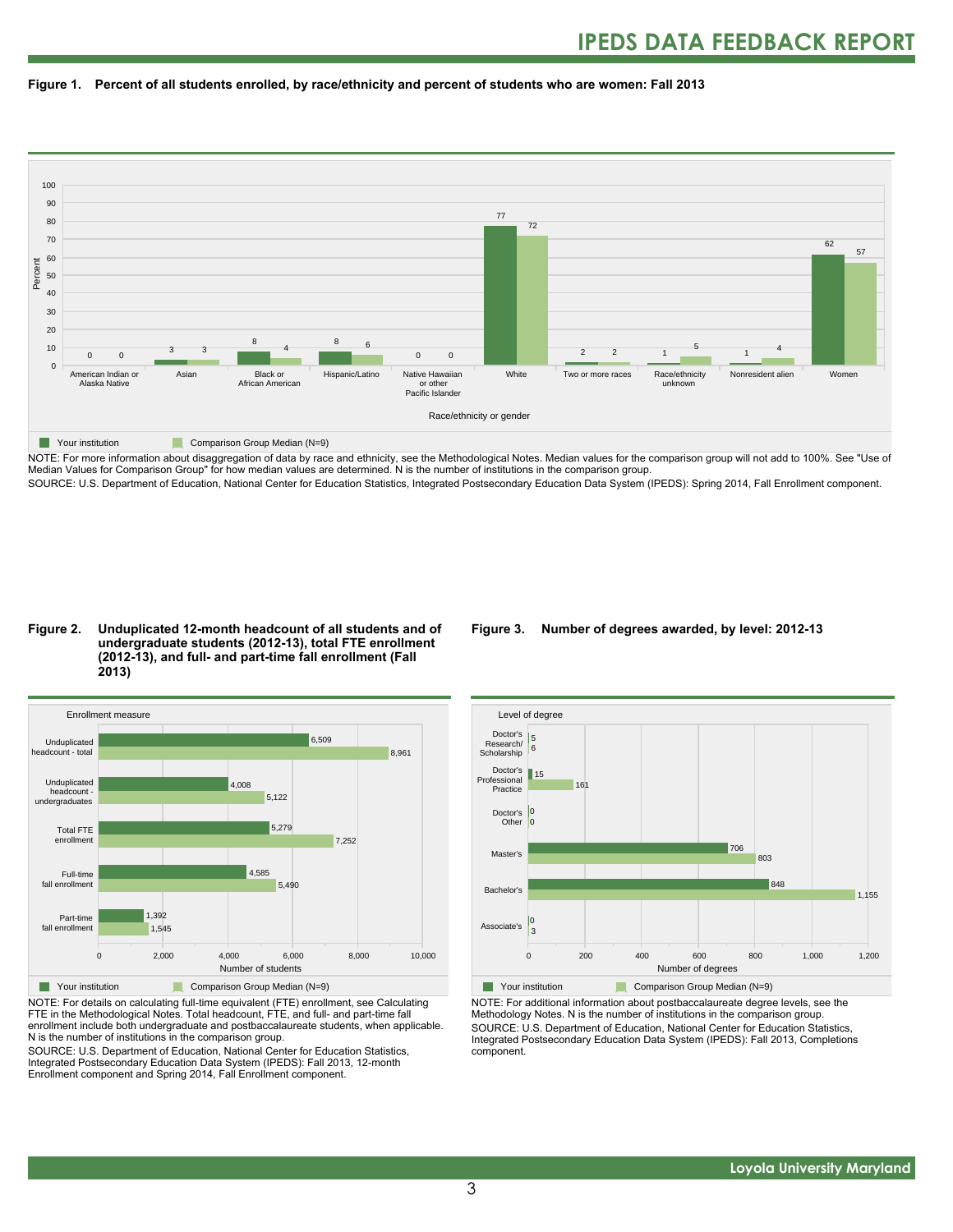## Figure 1. Percent of all students enrolled, by race/ethnicity and percent of students who are women: Fall 2013

| Race/ethnicity or gender | Your institution | Comparison Group Median (N=9) |
|---|---|---|
| American Indian or Alaska Native | 0 | 0 |
| Asian | 3 | 3 |
| Black or African American | 8 | 4 |
| Hispanic/Latino | 8 | 6 |
| Native Hawaiian or other Pacific Islander | 0 | 0 |
| White | 77 | 72 |
| Two or more races | 2 | 2 |
| Race/ethnicity unknown | 1 | 5 |
| Nonresident alien | 1 | 4 |
| Women | 62 | 57 |

NOTE: For more information about disaggregation of data by race and ethnicity, see the Methodological Notes. Median values for the comparison group will not add to 100%. See "Use of Median Values for Comparison Group" for how median values are determined. N is the number of institutions in the comparison group.

SOURCE: U.S. Department of Education, National Center for Education Statistics, Integrated Postsecondary Education Data System (IPEDS): Spring 2014, Fall Enrollment component.

## Figure 2. Unduplicated 12-month headcount of all students and of undergraduate students (2012-13), total FTE enrollment (2012-13), and full- and part-time fall enrollment (Fall 2013)

| Enrollment measure | Your institution | Comparison Group Median (N=9) |
|---|---|---|
| Unduplicated headcount - total | 6,509 | 8,961 |
| Unduplicated headcount - undergraduates | 4,008 | 5,122 |
| Total FTE enrollment | 5,279 | 7,252 |
| Full-time fall enrollment | 4,585 | 5,490 |
| Part-time fall enrollment | 1,392 | 1,545 |

NOTE: For details on calculating full-time equivalent (FTE) enrollment, see Calculating FTE in the Methodological Notes. Total headcount, FTE, and full- and part-time fall enrollment include both undergraduate and postbaccalaureate students, when applicable. N is the number of institutions in the comparison group.

SOURCE: U.S. Department of Education, National Center for Education Statistics, Integrated Postsecondary Education Data System (IPEDS): Fall 2013, 12-month Enrollment component and Spring 2014, Fall Enrollment component.

## Figure 3. Number of degrees awarded, by level: 2012-13

| Level of degree | Your institution | Comparison Group Median (N=9) |
|---|---|---|
| Doctor's Research/ Scholarship | 5 | 6 |
| Doctor's Professional Practice | 15 | 161 |
| Doctor's Other | 0 | 0 |
| Master's | 706 | 803 |
| Bachelor's | 848 | 1,155 |
| Associate's | 0 | 3 |

NOTE: For additional information about postbaccalaureate degree levels, see the Methodology Notes. N is the number of institutions in the comparison group.

SOURCE: U.S. Department of Education, National Center for Education Statistics, Integrated Postsecondary Education Data System (IPEDS): Fall 2013, Completions component.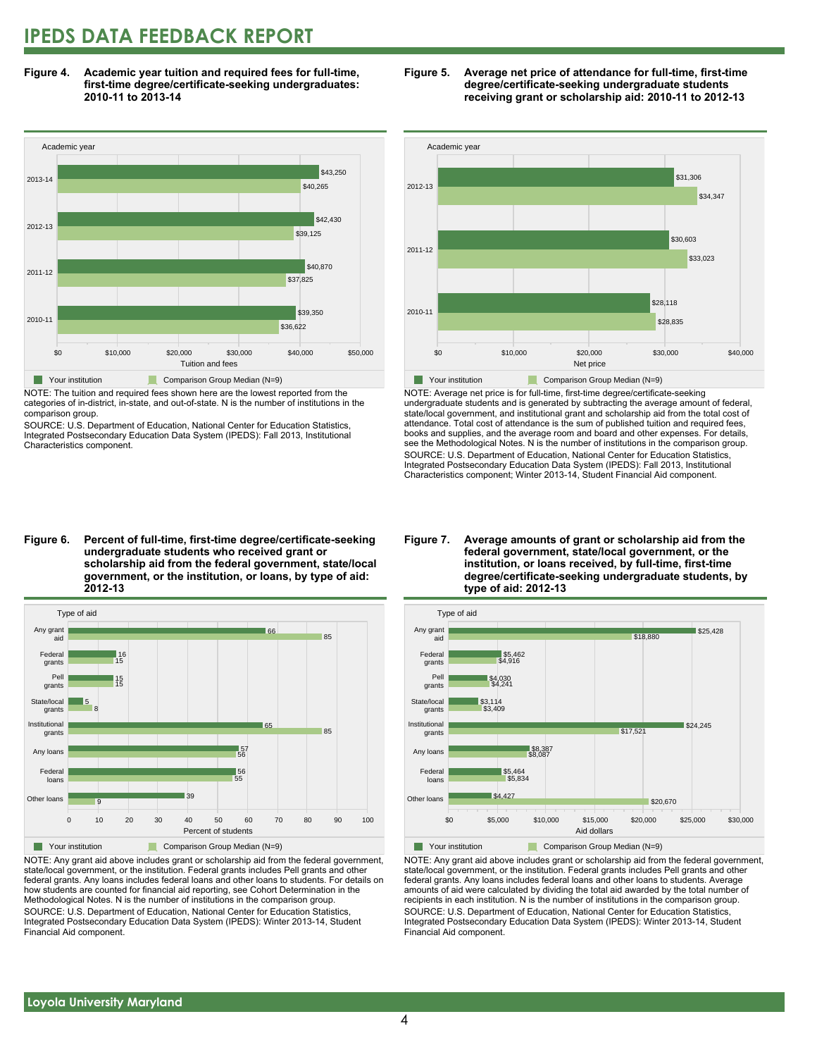**Figure 4. Academic year tuition and required fees for full-time, first-time degree/certificate-seeking undergraduates: 2010-11 to 2013-14**

| Academic year | Your institution | Comparison Group Median (N=9) |
| --- | --- | --- |
| 2013-14 | $43,250 | $40,265 |
| 2012-13 | $42,430 | $39,125 |
| 2011-12 | $40,870 | $37,825 |
| 2010-11 | $39,350 | $36,622 |

NOTE: The tuition and required fees shown here are the lowest reported from the categories of in-district, in-state, and out-of-state. N is the number of institutions in the comparison group.

SOURCE: U.S. Department of Education, National Center for Education Statistics, Integrated Postsecondary Education Data System (IPEDS): Fall 2013, Institutional Characteristics component.

**Figure 5. Average net price of attendance for full-time, first-time degree/certificate-seeking undergraduate students receiving grant or scholarship aid: 2010-11 to 2012-13**

| Academic year | Your institution | Comparison Group Median (N=9) |
| --- | --- | --- |
| 2012-13 | $31,306 | $34,347 |
| 2011-12 | $30,603 | $33,023 |
| 2010-11 | $28,118 | $28,835 |

NOTE: Average net price is for full-time, first-time degree/certificate-seeking undergraduate students and is generated by subtracting the average amount of federal, state/local government, and institutional grant and scholarship aid from the total cost of attendance. Total cost of attendance is the sum of published tuition and required fees, books and supplies, and the average room and board and other expenses. For details, see the Methodological Notes. N is the number of institutions in the comparison group.

SOURCE: U.S. Department of Education, National Center for Education Statistics, Integrated Postsecondary Education Data System (IPEDS): Fall 2013, Institutional Characteristics component; Winter 2013-14, Student Financial Aid component.

**Figure 6. Percent of full-time, first-time degree/certificate-seeking undergraduate students who received grant or scholarship aid from the federal government, state/local government, or the institution, or loans, by type of aid: 2012-13**

| Type of aid | Your institution | Comparison Group Median (N=9) |
| --- | --- | --- |
| Any grant aid | 66 | 85 |
| Federal grants | 16 | 15 |
| Pell grants | 15 | 15 |
| State/local grants | 5 | 8 |
| Institutional grants | 65 | 85 |
| Any loans | 57 | 56 |
| Federal loans | 56 | 55 |
| Other loans | 39 | 9 |

NOTE: Any grant aid above includes grant or scholarship aid from the federal government, state/local government, or the institution. Federal grants includes Pell grants and other federal grants. Any loans includes federal loans and other loans to students. For details on how students are counted for financial aid reporting, see Cohort Determination in the Methodological Notes. N is the number of institutions in the comparison group.

SOURCE: U.S. Department of Education, National Center for Education Statistics, Integrated Postsecondary Education Data System (IPEDS): Winter 2013-14, Student Financial Aid component.

**Figure 7. Average amounts of grant or scholarship aid from the federal government, state/local government, or the institution, or loans received, by full-time, first-time degree/certificate-seeking undergraduate students, by type of aid: 2012-13**

| Type of aid | Your institution | Comparison Group Median (N=9) |
| --- | --- | --- |
| Any grant aid | $25,428 | $18,880 |
| Federal grants | $5,462 | $4,916 |
| Pell grants | $4,030 | $4,241 |
| State/local grants | $3,114 | $3,409 |
| Institutional grants | $24,245 | $17,521 |
| Any loans | $8,387 | $8,087 |
| Federal loans | $5,464 | $5,834 |
| Other loans | $4,427 | $20,670 |

NOTE: Any grant aid above includes grant or scholarship aid from the federal government, state/local government, or the institution. Federal grants includes Pell grants and other federal grants. Any loans includes federal loans and other loans to students. Average amounts of aid were calculated by dividing the total aid awarded by the total number of recipients in each institution. N is the number of institutions in the comparison group.

SOURCE: U.S. Department of Education, National Center for Education Statistics, Integrated Postsecondary Education Data System (IPEDS): Winter 2013-14, Student Financial Aid component.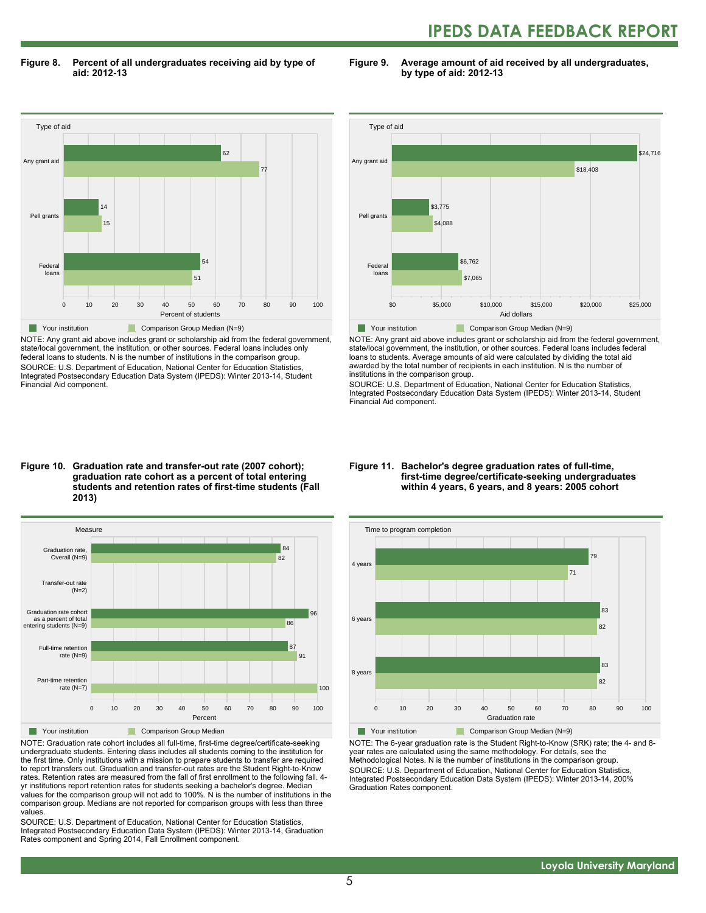**Figure 8. Percent of all undergraduates receiving aid by type of aid: 2012-13**

| Type of aid | Your institution | Comparison Group Median (N=9) |
| --- | --- | --- |
| Any grant aid | 62 | 77 |
| Pell grants | 14 | 15 |
| Federal loans | 54 | 51 |

Percent of students

NOTE: Any grant aid above includes grant or scholarship aid from the federal government, state/local government, the institution, or other sources. Federal loans includes only federal loans to students. N is the number of institutions in the comparison group.

SOURCE: U.S. Department of Education, National Center for Education Statistics, Integrated Postsecondary Education Data System (IPEDS): Winter 2013-14, Student Financial Aid component.

**Figure 9. Average amount of aid received by all undergraduates, by type of aid: 2012-13**

| Type of aid | Your institution | Comparison Group Median (N=9) |
| --- | --- | --- |
| Any grant aid | $24,716 | $18,403 |
| Pell grants | $3,775 | $4,088 |
| Federal loans | $6,762 | $7,065 |

Aid dollars

NOTE: Any grant aid above includes grant or scholarship aid from the federal government, state/local government, the institution, or other sources. Federal loans includes federal loans to students. Average amounts of aid were calculated by dividing the total aid awarded by the total number of recipients in each institution. N is the number of institutions in the comparison group.

SOURCE: U.S. Department of Education, National Center for Education Statistics, Integrated Postsecondary Education Data System (IPEDS): Winter 2013-14, Student Financial Aid component.

**Figure 10. Graduation rate and transfer-out rate (2007 cohort); graduation rate cohort as a percent of total entering students and retention rates of first-time students (Fall 2013)**

| Measure | Your institution | Comparison Group Median |
| --- | --- | --- |
| Graduation rate, Overall (N=9) | 84 | 82 |
| Transfer-out rate (N=2) | | |
| Graduation rate cohort as a percent of total entering students (N=9) | 96 | 86 |
| Full-time retention rate (N=9) | 87 | 91 |
| Part-time retention rate (N=7) | | 100 |

Percent

NOTE: Graduation rate cohort includes all full-time, first-time degree/certificate-seeking undergraduate students. Entering class includes all students coming to the institution for the first time. Only institutions with a mission to prepare students to transfer are required to report transfers out. Graduation and transfer-out rates are the Student Right-to-Know rates. Retention rates are measured from the fall of first enrollment to the following fall. 4-yr institutions report retention rates for students seeking a bachelor's degree. Median values for the comparison group will not add to 100%. N is the number of institutions in the comparison group. Medians are not reported for comparison groups with less than three values.

SOURCE: U.S. Department of Education, National Center for Education Statistics, Integrated Postsecondary Education Data System (IPEDS): Winter 2013-14, Graduation Rates component and Spring 2014, Fall Enrollment component.

**Figure 11. Bachelor's degree graduation rates of full-time, first-time degree/certificate-seeking undergraduates within 4 years, 6 years, and 8 years: 2005 cohort**

| Time to program completion | Your institution | Comparison Group Median (N=9) |
| --- | --- | --- |
| 4 years | 79 | 71 |
| 6 years | 83 | 82 |
| 8 years | 83 | 82 |

Graduation rate

NOTE: The 6-year graduation rate is the Student Right-to-Know (SRK) rate; the 4- and 8-year rates are calculated using the same methodology. For details, see the Methodological Notes. N is the number of institutions in the comparison group.

SOURCE: U.S. Department of Education, National Center for Education Statistics, Integrated Postsecondary Education Data System (IPEDS): Winter 2013-14, 200% Graduation Rates component.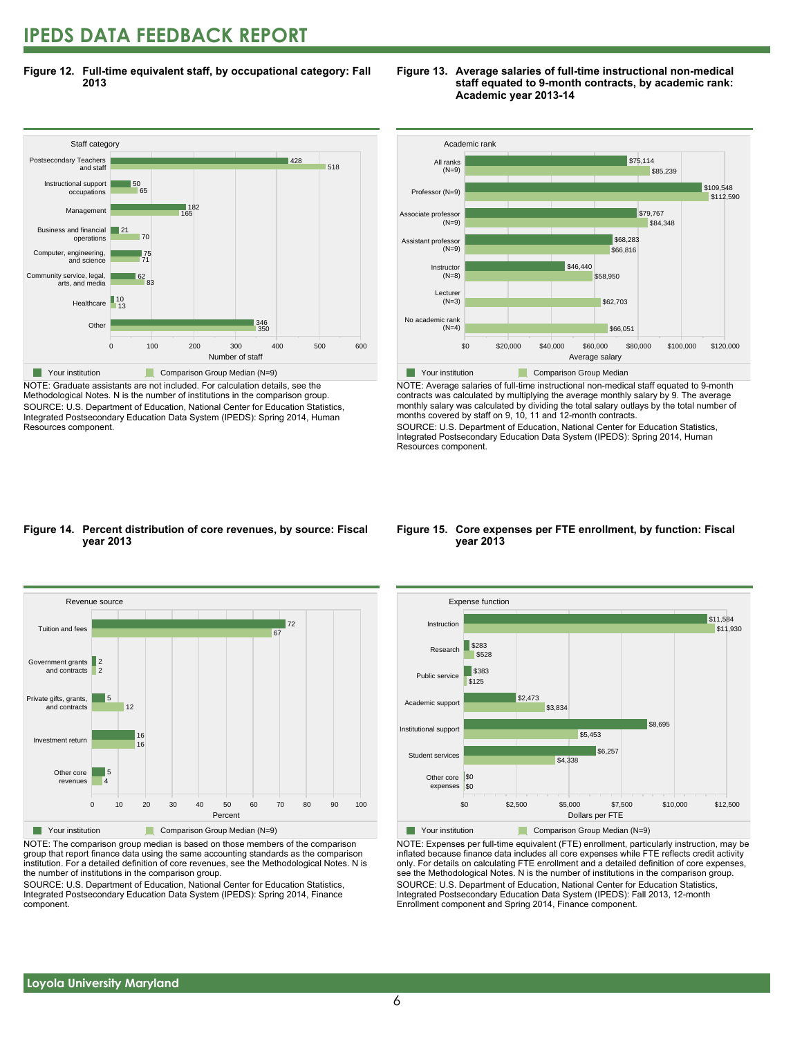# IPEDS DATA FEEDBACK REPORT

**Figure 12. Full-time equivalent staff, by occupational category: Fall 2013**

| Staff category | Your institution | Comparison Group Median (N=9) |
|---|---|---|
| Postsecondary Teachers and staff | 428 | 518 |
| Instructional support occupations | 50 | 65 |
| Management | 182 | 165 |
| Business and financial operations | 21 | 70 |
| Computer, engineering, and science | 75 | 71 |
| Community service, legal, arts, and media | 62 | 83 |
| Healthcare | 10 | 13 |
| Other | 346 | 350 |

Number of staff

NOTE: Graduate assistants are not included. For calculation details, see the Methodological Notes. N is the number of institutions in the comparison group.
SOURCE: U.S. Department of Education, National Center for Education Statistics, Integrated Postsecondary Education Data System (IPEDS): Spring 2014, Human Resources component.

**Figure 13. Average salaries of full-time instructional non-medical staff equated to 9-month contracts, by academic rank: Academic year 2013-14**

| Academic rank | Your institution | Comparison Group Median |
|---|---|---|
| All ranks (N=9) | $75,114 | $85,239 |
| Professor (N=9) | $109,548 | $112,590 |
| Associate professor (N=9) | $79,767 | $84,348 |
| Assistant professor (N=9) | $68,283 | $66,816 |
| Instructor (N=8) | $46,440 | $58,950 |
| Lecturer (N=3) | | $62,703 |
| No academic rank (N=4) | | $66,051 |

Average salary

NOTE: Average salaries of full-time instructional non-medical staff equated to 9-month contracts was calculated by multiplying the average monthly salary by 9. The average monthly salary was calculated by dividing the total salary outlays by the total number of months covered by staff on 9, 10, 11 and 12-month contracts.
SOURCE: U.S. Department of Education, National Center for Education Statistics, Integrated Postsecondary Education Data System (IPEDS): Spring 2014, Human Resources component.

**Figure 14. Percent distribution of core revenues, by source: Fiscal year 2013**

| Revenue source | Your institution | Comparison Group Median (N=9) |
|---|---|---|
| Tuition and fees | 72 | 67 |
| Government grants and contracts | 2 | 2 |
| Private gifts, grants, and contracts | 5 | 12 |
| Investment return | 16 | 16 |
| Other core revenues | 5 | 4 |

Percent

NOTE: The comparison group median is based on those members of the comparison group that report finance data using the same accounting standards as the comparison institution. For a detailed definition of core revenues, see the Methodological Notes. N is the number of institutions in the comparison group.
SOURCE: U.S. Department of Education, National Center for Education Statistics, Integrated Postsecondary Education Data System (IPEDS): Spring 2014, Finance component.

**Figure 15. Core expenses per FTE enrollment, by function: Fiscal year 2013**

| Expense function | Your institution | Comparison Group Median (N=9) |
|---|---|---|
| Instruction | $11,584 | $11,930 |
| Research | $283 | $528 |
| Public service | $383 | $125 |
| Academic support | $2,473 | $3,834 |
| Institutional support | $8,695 | $5,453 |
| Student services | $6,257 | $4,338 |
| Other core expenses | $0 | $0 |

Dollars per FTE

NOTE: Expenses per full-time equivalent (FTE) enrollment, particularly instruction, may be inflated because finance data includes all core expenses while FTE reflects credit activity only. For details on calculating FTE enrollment and a detailed definition of core expenses, see the Methodological Notes. N is the number of institutions in the comparison group.
SOURCE: U.S. Department of Education, National Center for Education Statistics, Integrated Postsecondary Education Data System (IPEDS): Fall 2013, 12-month Enrollment component and Spring 2014, Finance component.

Loyola University Maryland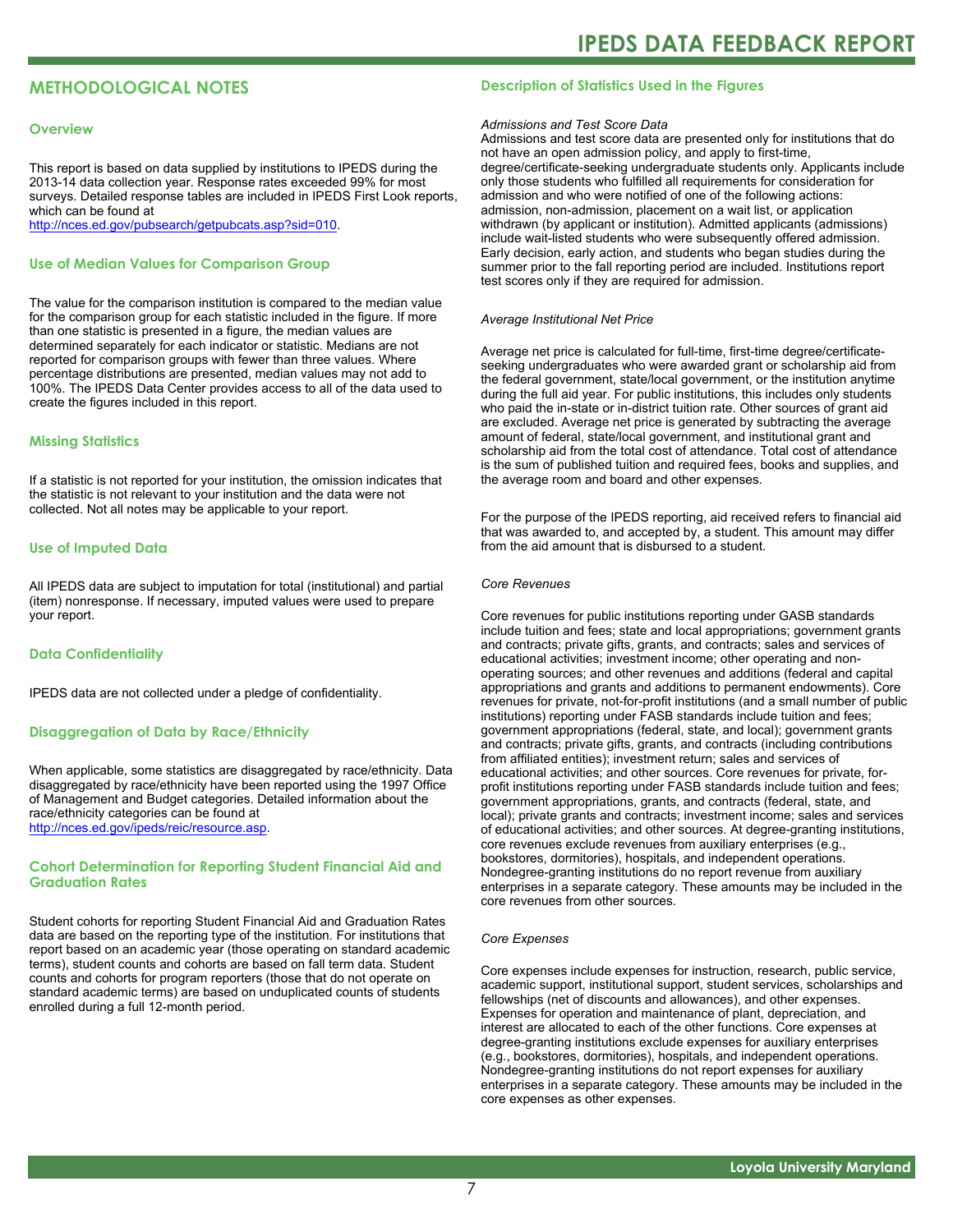## METHODOLOGICAL NOTES

### Overview

This report is based on data supplied by institutions to IPEDS during the 2013-14 data collection year. Response rates exceeded 99% for most surveys. Detailed response tables are included in IPEDS First Look reports, which can be found at http://nces.ed.gov/pubsearch/getpubcats.asp?sid=010.

### Use of Median Values for Comparison Group

The value for the comparison institution is compared to the median value for the comparison group for each statistic included in the figure. If more than one statistic is presented in a figure, the median values are determined separately for each indicator or statistic. Medians are not reported for comparison groups with fewer than three values. Where percentage distributions are presented, median values may not add to 100%. The IPEDS Data Center provides access to all of the data used to create the figures included in this report.

### Missing Statistics

If a statistic is not reported for your institution, the omission indicates that the statistic is not relevant to your institution and the data were not collected. Not all notes may be applicable to your report.

### Use of Imputed Data

All IPEDS data are subject to imputation for total (institutional) and partial (item) nonresponse. If necessary, imputed values were used to prepare your report.

### Data Confidentiality

IPEDS data are not collected under a pledge of confidentiality.

### Disaggregation of Data by Race/Ethnicity

When applicable, some statistics are disaggregated by race/ethnicity. Data disaggregated by race/ethnicity have been reported using the 1997 Office of Management and Budget categories. Detailed information about the race/ethnicity categories can be found at http://nces.ed.gov/ipeds/reic/resource.asp.

### Cohort Determination for Reporting Student Financial Aid and Graduation Rates

Student cohorts for reporting Student Financial Aid and Graduation Rates data are based on the reporting type of the institution. For institutions that report based on an academic year (those operating on standard academic terms), student counts and cohorts are based on fall term data. Student counts and cohorts for program reporters (those that do not operate on standard academic terms) are based on unduplicated counts of students enrolled during a full 12-month period.

### Description of Statistics Used in the Figures

*Admissions and Test Score Data*

Admissions and test score data are presented only for institutions that do not have an open admission policy, and apply to first-time, degree/certificate-seeking undergraduate students only. Applicants include only those students who fulfilled all requirements for consideration for admission and who were notified of one of the following actions: admission, non-admission, placement on a wait list, or application withdrawn (by applicant or institution). Admitted applicants (admissions) include wait-listed students who were subsequently offered admission. Early decision, early action, and students who began studies during the summer prior to the fall reporting period are included. Institutions report test scores only if they are required for admission.

*Average Institutional Net Price*

Average net price is calculated for full-time, first-time degree/certificate-seeking undergraduates who were awarded grant or scholarship aid from the federal government, state/local government, or the institution anytime during the full aid year. For public institutions, this includes only students who paid the in-state or in-district tuition rate. Other sources of grant aid are excluded. Average net price is generated by subtracting the average amount of federal, state/local government, and institutional grant and scholarship aid from the total cost of attendance. Total cost of attendance is the sum of published tuition and required fees, books and supplies, and the average room and board and other expenses.

For the purpose of the IPEDS reporting, aid received refers to financial aid that was awarded to, and accepted by, a student. This amount may differ from the aid amount that is disbursed to a student.

*Core Revenues*

Core revenues for public institutions reporting under GASB standards include tuition and fees; state and local appropriations; government grants and contracts; private gifts, grants, and contracts; sales and services of educational activities; investment income; other operating and non-operating sources; and other revenues and additions (federal and capital appropriations and grants and additions to permanent endowments). Core revenues for private, not-for-profit institutions (and a small number of public institutions) reporting under FASB standards include tuition and fees; government appropriations (federal, state, and local); government grants and contracts; private gifts, grants, and contracts (including contributions from affiliated entities); investment return; sales and services of educational activities; and other sources. Core revenues for private, for-profit institutions reporting under FASB standards include tuition and fees; government appropriations, grants, and contracts (federal, state, and local); private grants and contracts; investment income; sales and services of educational activities; and other sources. At degree-granting institutions, core revenues exclude revenues from auxiliary enterprises (e.g., bookstores, dormitories), hospitals, and independent operations. Nondegree-granting institutions do no report revenue from auxiliary enterprises in a separate category. These amounts may be included in the core revenues from other sources.

*Core Expenses*

Core expenses include expenses for instruction, research, public service, academic support, institutional support, student services, scholarships and fellowships (net of discounts and allowances), and other expenses. Expenses for operation and maintenance of plant, depreciation, and interest are allocated to each of the other functions. Core expenses at degree-granting institutions exclude expenses for auxiliary enterprises (e.g., bookstores, dormitories), hospitals, and independent operations. Nondegree-granting institutions do not report expenses for auxiliary enterprises in a separate category. These amounts may be included in the core expenses as other expenses.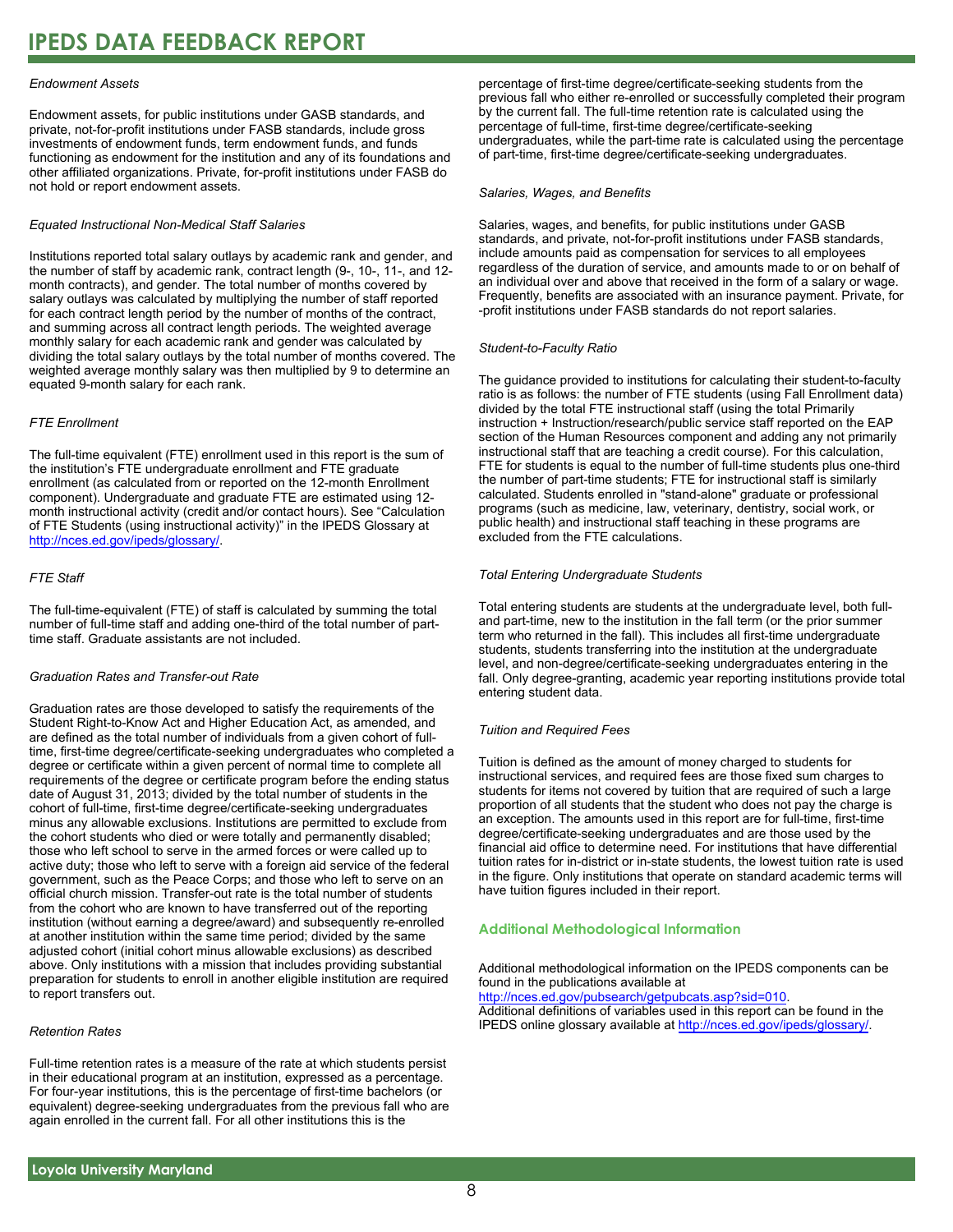*Endowment Assets*

Endowment assets, for public institutions under GASB standards, and private, not-for-profit institutions under FASB standards, include gross investments of endowment funds, term endowment funds, and funds functioning as endowment for the institution and any of its foundations and other affiliated organizations. Private, for-profit institutions under FASB do not hold or report endowment assets.

*Equated Instructional Non-Medical Staff Salaries*

Institutions reported total salary outlays by academic rank and gender, and the number of staff by academic rank, contract length (9-, 10-, 11-, and 12-month contracts), and gender. The total number of months covered by salary outlays was calculated by multiplying the number of staff reported for each contract length period by the number of months of the contract, and summing across all contract length periods. The weighted average monthly salary for each academic rank and gender was calculated by dividing the total salary outlays by the total number of months covered. The weighted average monthly salary was then multiplied by 9 to determine an equated 9-month salary for each rank.

*FTE Enrollment*

The full-time equivalent (FTE) enrollment used in this report is the sum of the institution's FTE undergraduate enrollment and FTE graduate enrollment (as calculated from or reported on the 12-month Enrollment component). Undergraduate and graduate FTE are estimated using 12-month instructional activity (credit and/or contact hours). See "Calculation of FTE Students (using instructional activity)" in the IPEDS Glossary at http://nces.ed.gov/ipeds/glossary/.

*FTE Staff*

The full-time-equivalent (FTE) of staff is calculated by summing the total number of full-time staff and adding one-third of the total number of part-time staff. Graduate assistants are not included.

*Graduation Rates and Transfer-out Rate*

Graduation rates are those developed to satisfy the requirements of the Student Right-to-Know Act and Higher Education Act, as amended, and are defined as the total number of individuals from a given cohort of full-time, first-time degree/certificate-seeking undergraduates who completed a degree or certificate within a given percent of normal time to complete all requirements of the degree or certificate program before the ending status date of August 31, 2013; divided by the total number of students in the cohort of full-time, first-time degree/certificate-seeking undergraduates minus any allowable exclusions. Institutions are permitted to exclude from the cohort students who died or were totally and permanently disabled; those who left school to serve in the armed forces or were called up to active duty; those who left to serve with a foreign aid service of the federal government, such as the Peace Corps; and those who left to serve on an official church mission. Transfer-out rate is the total number of students from the cohort who are known to have transferred out of the reporting institution (without earning a degree/award) and subsequently re-enrolled at another institution within the same time period; divided by the same adjusted cohort (initial cohort minus allowable exclusions) as described above. Only institutions with a mission that includes providing substantial preparation for students to enroll in another eligible institution are required to report transfers out.

*Retention Rates*

Full-time retention rates is a measure of the rate at which students persist in their educational program at an institution, expressed as a percentage. For four-year institutions, this is the percentage of first-time bachelors (or equivalent) degree-seeking undergraduates from the previous fall who are again enrolled in the current fall. For all other institutions this is the percentage of first-time degree/certificate-seeking students from the previous fall who either re-enrolled or successfully completed their program by the current fall. The full-time retention rate is calculated using the percentage of full-time, first-time degree/certificate-seeking undergraduates, while the part-time rate is calculated using the percentage of part-time, first-time degree/certificate-seeking undergraduates.

*Salaries, Wages, and Benefits*

Salaries, wages, and benefits, for public institutions under GASB standards, and private, not-for-profit institutions under FASB standards, include amounts paid as compensation for services to all employees regardless of the duration of service, and amounts made to or on behalf of an individual over and above that received in the form of a salary or wage. Frequently, benefits are associated with an insurance payment. Private, for-profit institutions under FASB standards do not report salaries.

*Student-to-Faculty Ratio*

The guidance provided to institutions for calculating their student-to-faculty ratio is as follows: the number of FTE students (using Fall Enrollment data) divided by the total FTE instructional staff (using the total Primarily instruction + Instruction/research/public service staff reported on the EAP section of the Human Resources component and adding any not primarily instructional staff that are teaching a credit course). For this calculation, FTE for students is equal to the number of full-time students plus one-third the number of part-time students; FTE for instructional staff is similarly calculated. Students enrolled in "stand-alone" graduate or professional programs (such as medicine, law, veterinary, dentistry, social work, or public health) and instructional staff teaching in these programs are excluded from the FTE calculations.

*Total Entering Undergraduate Students*

Total entering students are students at the undergraduate level, both full- and part-time, new to the institution in the fall term (or the prior summer term who returned in the fall). This includes all first-time undergraduate students, students transferring into the institution at the undergraduate level, and non-degree/certificate-seeking undergraduates entering in the fall. Only degree-granting, academic year reporting institutions provide total entering student data.

*Tuition and Required Fees*

Tuition is defined as the amount of money charged to students for instructional services, and required fees are those fixed sum charges to students for items not covered by tuition that are required of such a large proportion of all students that the student who does not pay the charge is an exception. The amounts used in this report are for full-time, first-time degree/certificate-seeking undergraduates and are those used by the financial aid office to determine need. For institutions that have differential tuition rates for in-district or in-state students, the lowest tuition rate is used in the figure. Only institutions that operate on standard academic terms will have tuition figures included in their report.

## Additional Methodological Information

Additional methodological information on the IPEDS components can be found in the publications available at http://nces.ed.gov/pubsearch/getpubcats.asp?sid=010.
Additional definitions of variables used in this report can be found in the IPEDS online glossary available at http://nces.ed.gov/ipeds/glossary/.